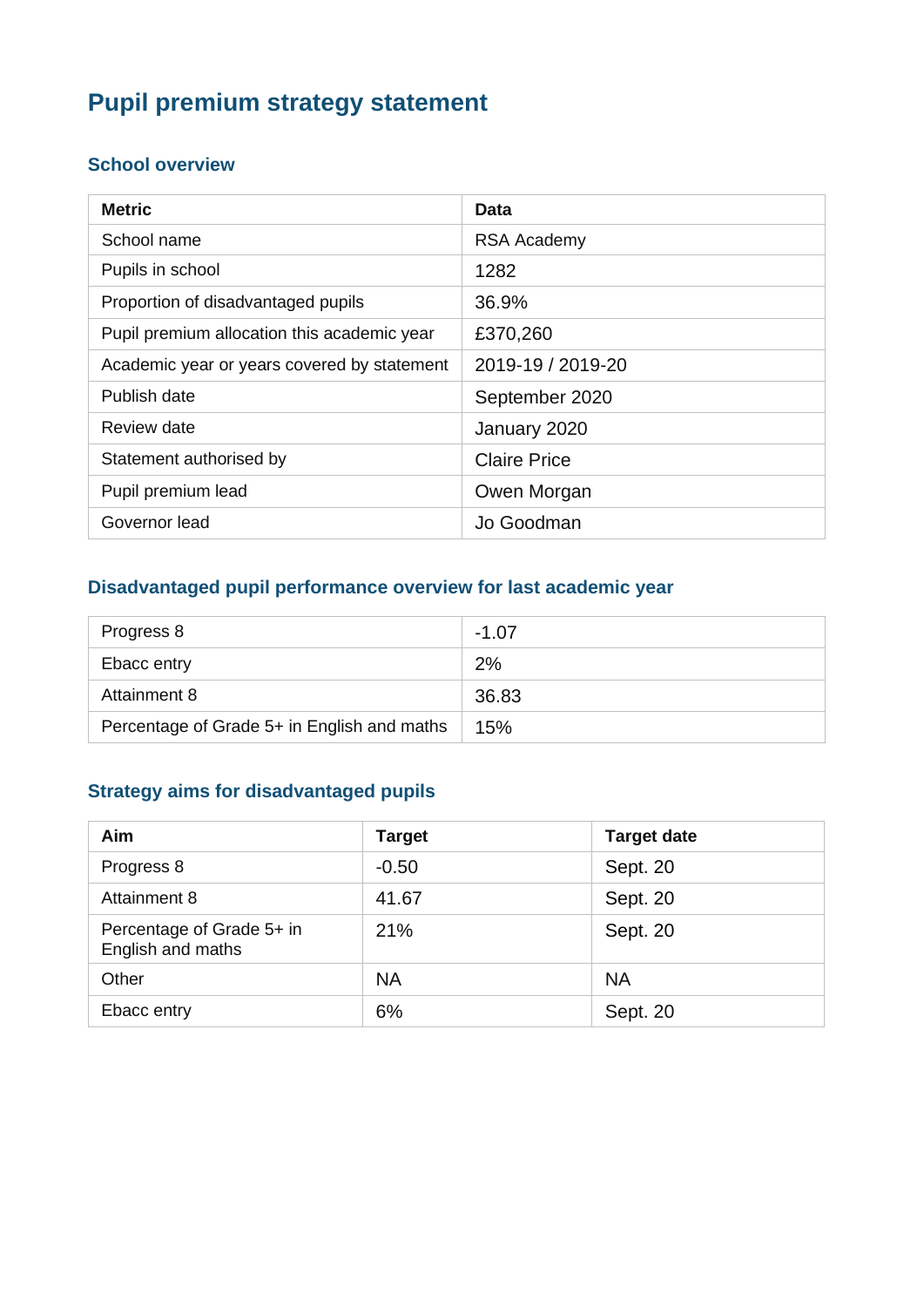# Pupil premium strategy statement

## School overview

| Metric | Data |
| --- | --- |
| School name | RSA Academy |
| Pupils in school | 1282 |
| Proportion of disadvantaged pupils | 36.9% |
| Pupil premium allocation this academic year | £370,260 |
| Academic year or years covered by statement | 2019-19 / 2019-20 |
| Publish date | September 2020 |
| Review date | January 2020 |
| Statement authorised by | Claire Price |
| Pupil premium lead | Owen Morgan |
| Governor lead | Jo Goodman |

## Disadvantaged pupil performance overview for last academic year

| | |
| --- | --- |
| Progress 8 | -1.07 |
| Ebacc entry | 2% |
| Attainment 8 | 36.83 |
| Percentage of Grade 5+ in English and maths | 15% |

## Strategy aims for disadvantaged pupils

| Aim | Target | Target date |
| --- | --- | --- |
| Progress 8 | -0.50 | Sept. 20 |
| Attainment 8 | 41.67 | Sept. 20 |
| Percentage of Grade 5+ in English and maths | 21% | Sept. 20 |
| Other | NA | NA |
| Ebacc entry | 6% | Sept. 20 |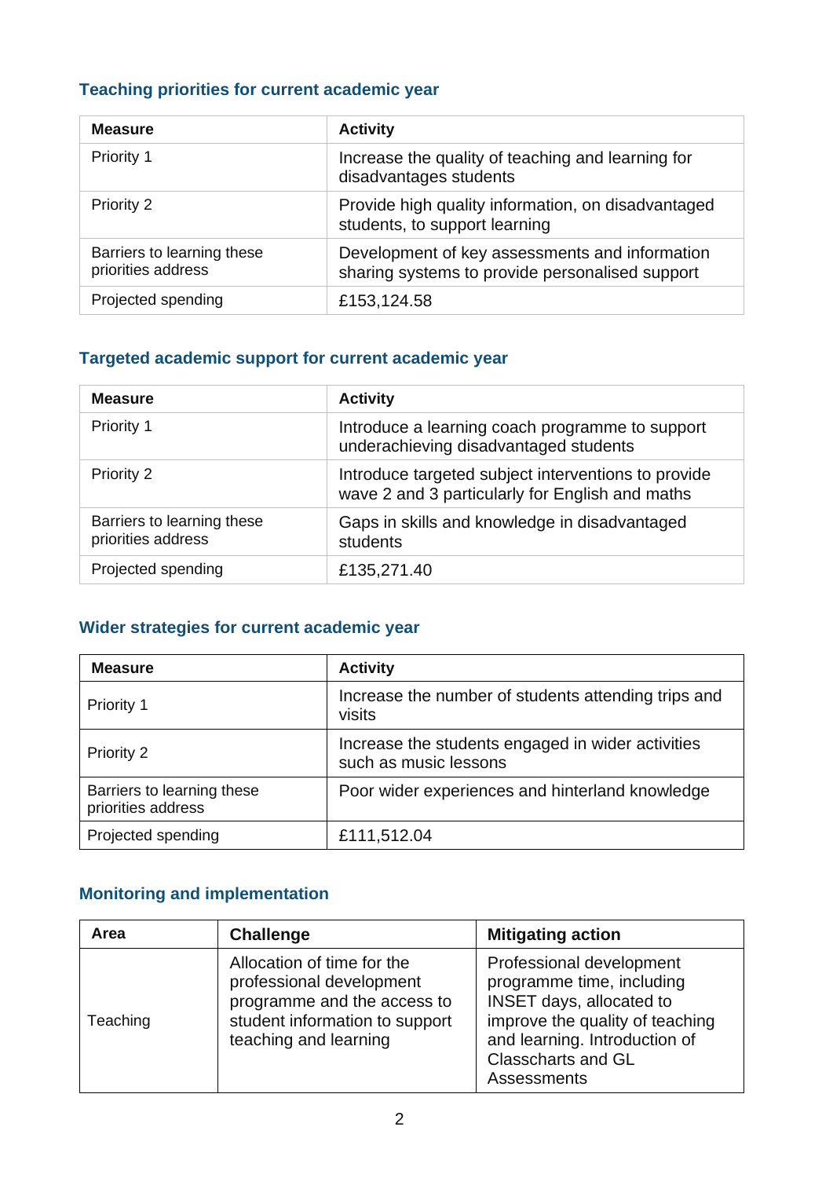## Teaching priorities for current academic year

| Measure | Activity |
| --- | --- |
| Priority 1 | Increase the quality of teaching and learning for disadvantages students |
| Priority 2 | Provide high quality information, on disadvantaged students, to support learning |
| Barriers to learning these priorities address | Development of key assessments and information sharing systems to provide personalised support |
| Projected spending | £153,124.58 |

## Targeted academic support for current academic year

| Measure | Activity |
| --- | --- |
| Priority 1 | Introduce a learning coach programme to support underachieving disadvantaged students |
| Priority 2 | Introduce targeted subject interventions to provide wave 2 and 3 particularly for English and maths |
| Barriers to learning these priorities address | Gaps in skills and knowledge in disadvantaged students |
| Projected spending | £135,271.40 |

## Wider strategies for current academic year

| Measure | Activity |
| --- | --- |
| Priority 1 | Increase the number of students attending trips and visits |
| Priority 2 | Increase the students engaged in wider activities such as music lessons |
| Barriers to learning these priorities address | Poor wider experiences and hinterland knowledge |
| Projected spending | £111,512.04 |

## Monitoring and implementation

| Area | Challenge | Mitigating action |
| --- | --- | --- |
| Teaching | Allocation of time for the professional development programme and the access to student information to support teaching and learning | Professional development programme time, including INSET days, allocated to improve the quality of teaching and learning. Introduction of Classcharts and GL Assessments |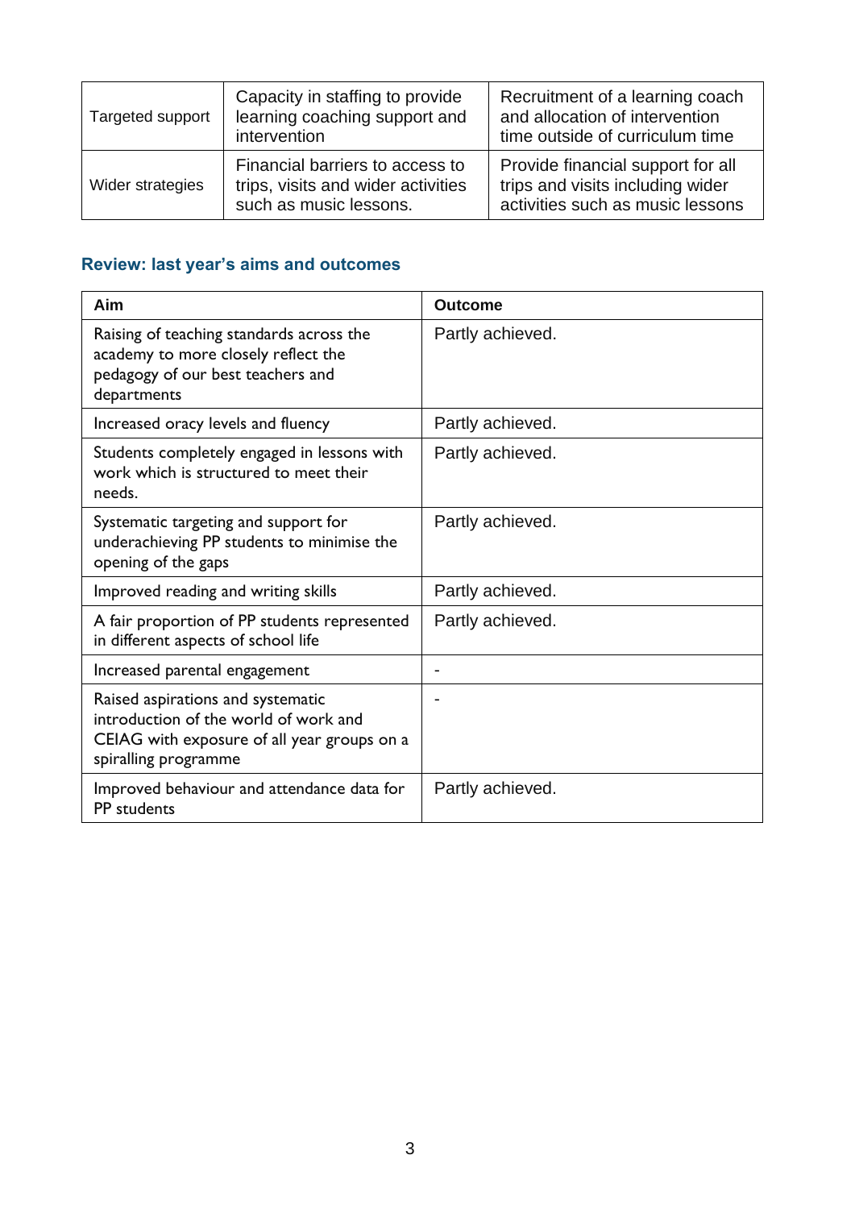| | | |
|---|---|---|
| Targeted support | Capacity in staffing to provide learning coaching support and intervention | Recruitment of a learning coach and allocation of intervention time outside of curriculum time |
| Wider strategies | Financial barriers to access to trips, visits and wider activities such as music lessons. | Provide financial support for all trips and visits including wider activities such as music lessons |

### Review: last year's aims and outcomes

| Aim | Outcome |
|---|---|
| Raising of teaching standards across the academy to more closely reflect the pedagogy of our best teachers and departments | Partly achieved. |
| Increased oracy levels and fluency | Partly achieved. |
| Students completely engaged in lessons with work which is structured to meet their needs. | Partly achieved. |
| Systematic targeting and support for underachieving PP students to minimise the opening of the gaps | Partly achieved. |
| Improved reading and writing skills | Partly achieved. |
| A fair proportion of PP students represented in different aspects of school life | Partly achieved. |
| Increased parental engagement | - |
| Raised aspirations and systematic introduction of the world of work and CEIAG with exposure of all year groups on a spiralling programme | - |
| Improved behaviour and attendance data for PP students | Partly achieved. |